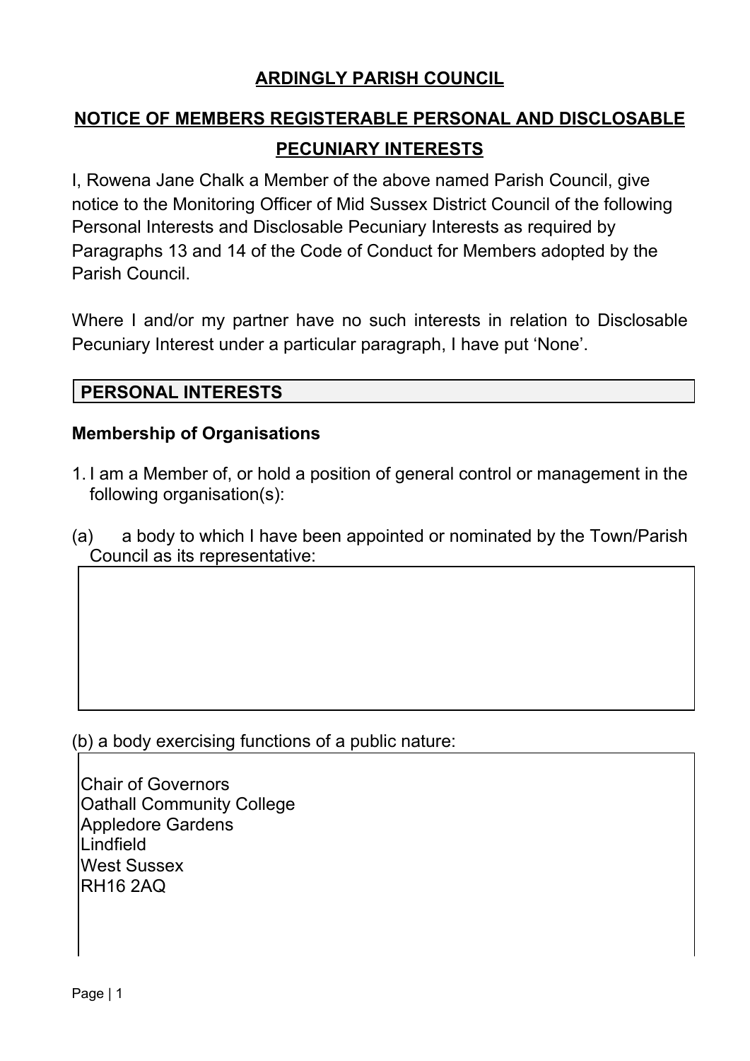# ARDINGLY PARISH COUNCIL

## NOTICE OF MEMBERS REGISTERABLE PERSONAL AND DISCLOSABLE PECUNIARY INTERESTS

I, Rowena Jane Chalk a Member of the above named Parish Council, give notice to the Monitoring Officer of Mid Sussex District Council of the following Personal Interests and Disclosable Pecuniary Interests as required by Paragraphs 13 and 14 of the Code of Conduct for Members adopted by the Parish Council.

Where I and/or my partner have no such interests in relation to Disclosable Pecuniary Interest under a particular paragraph, I have put 'None'.

## PERSONAL INTERESTS

### Membership of Organisations

1. I am a Member of, or hold a position of general control or management in the following organisation(s):

(a) a body to which I have been appointed or nominated by the Town/Parish Council as its representative:

(b) a body exercising functions of a public nature:

Chair of Governors
Oathall Community College
Appledore Gardens
Lindfield
West Sussex
RH16 2AQ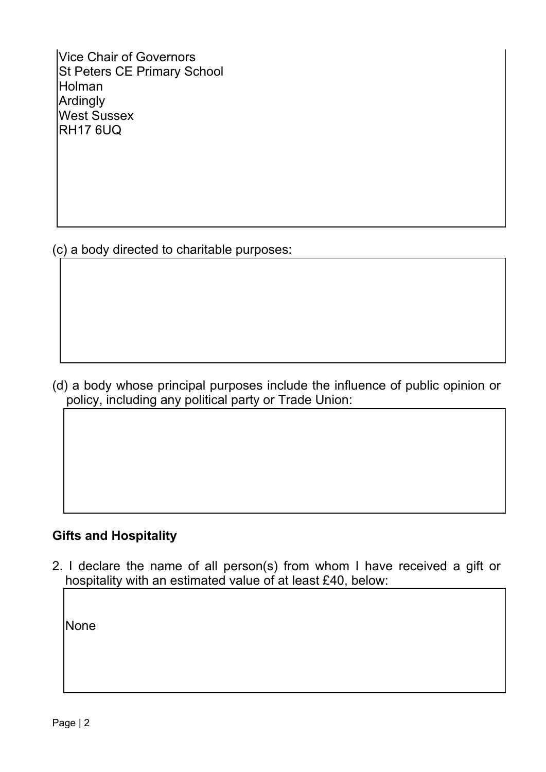Vice Chair of Governors
St Peters CE Primary School
Holman
Ardingly
West Sussex
RH17 6UQ

(c) a body directed to charitable purposes:

(d) a body whose principal purposes include the influence of public opinion or policy, including any political party or Trade Union:

**Gifts and Hospitality**

2. I declare the name of all person(s) from whom I have received a gift or hospitality with an estimated value of at least £40, below:

None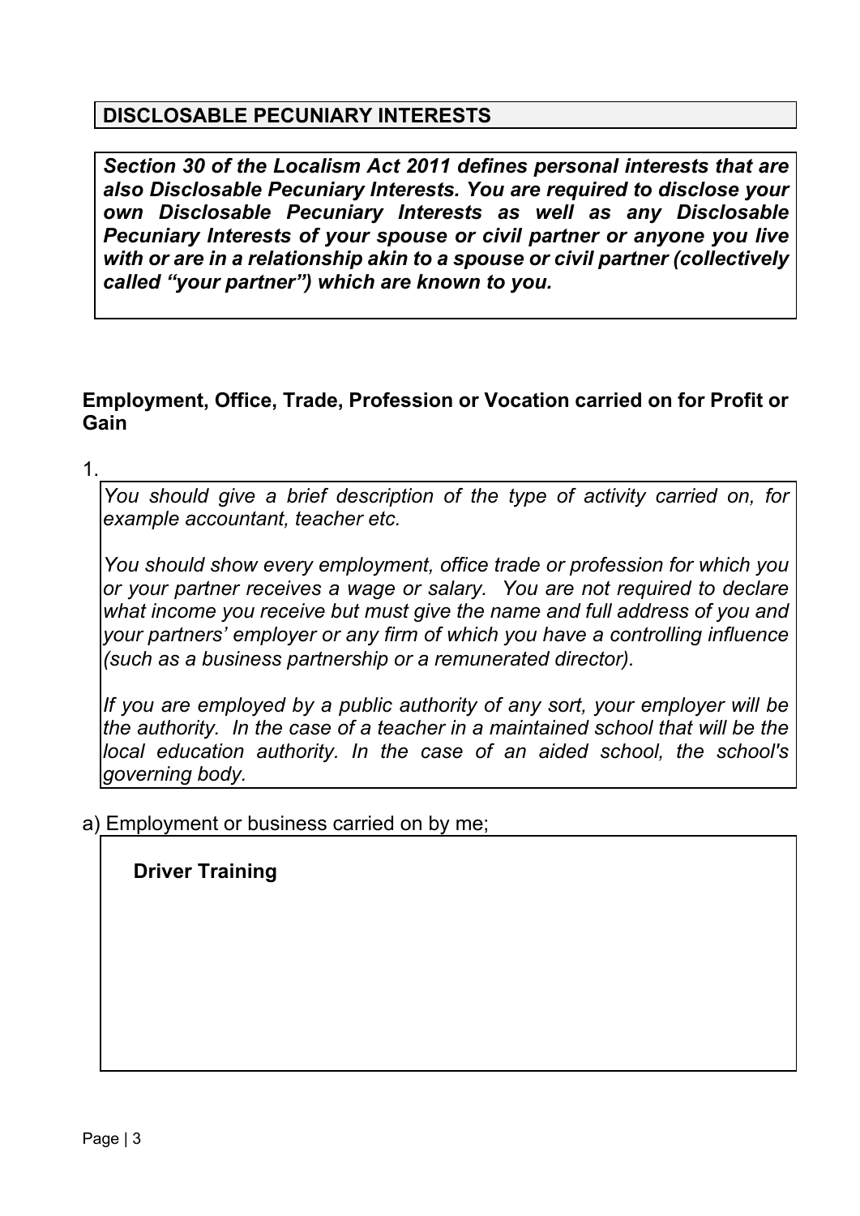## DISCLOSABLE PECUNIARY INTERESTS

***Section 30 of the Localism Act 2011 defines personal interests that are also Disclosable Pecuniary Interests. You are required to disclose your own Disclosable Pecuniary Interests as well as any Disclosable Pecuniary Interests of your spouse or civil partner or anyone you live with or are in a relationship akin to a spouse or civil partner (collectively called "your partner") which are known to you.***

### Employment, Office, Trade, Profession or Vocation carried on for Profit or Gain

1.

*You should give a brief description of the type of activity carried on, for example accountant, teacher etc.*

*You should show every employment, office trade or profession for which you or your partner receives a wage or salary. You are not required to declare what income you receive but must give the name and full address of you and your partners' employer or any firm of which you have a controlling influence (such as a business partnership or a remunerated director).*

*If you are employed by a public authority of any sort, your employer will be the authority. In the case of a teacher in a maintained school that will be the local education authority. In the case of an aided school, the school's governing body.*

a) Employment or business carried on by me;

**Driver Training**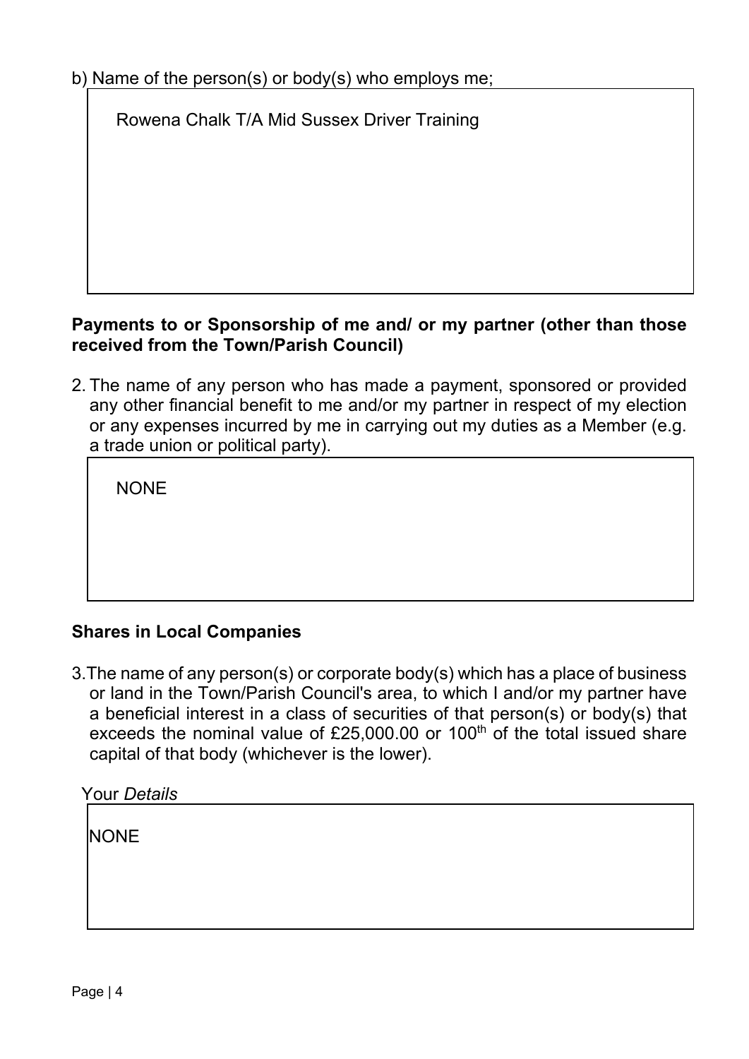b) Name of the person(s) or body(s) who employs me;

Rowena Chalk T/A Mid Sussex Driver Training

**Payments to or Sponsorship of me and/ or my partner (other than those received from the Town/Parish Council)**

2. The name of any person who has made a payment, sponsored or provided any other financial benefit to me and/or my partner in respect of my election or any expenses incurred by me in carrying out my duties as a Member (e.g. a trade union or political party).

NONE

**Shares in Local Companies**

3. The name of any person(s) or corporate body(s) which has a place of business or land in the Town/Parish Council's area, to which I and/or my partner have a beneficial interest in a class of securities of that person(s) or body(s) that exceeds the nominal value of £25,000.00 or 100th of the total issued share capital of that body (whichever is the lower).

Your *Details*

NONE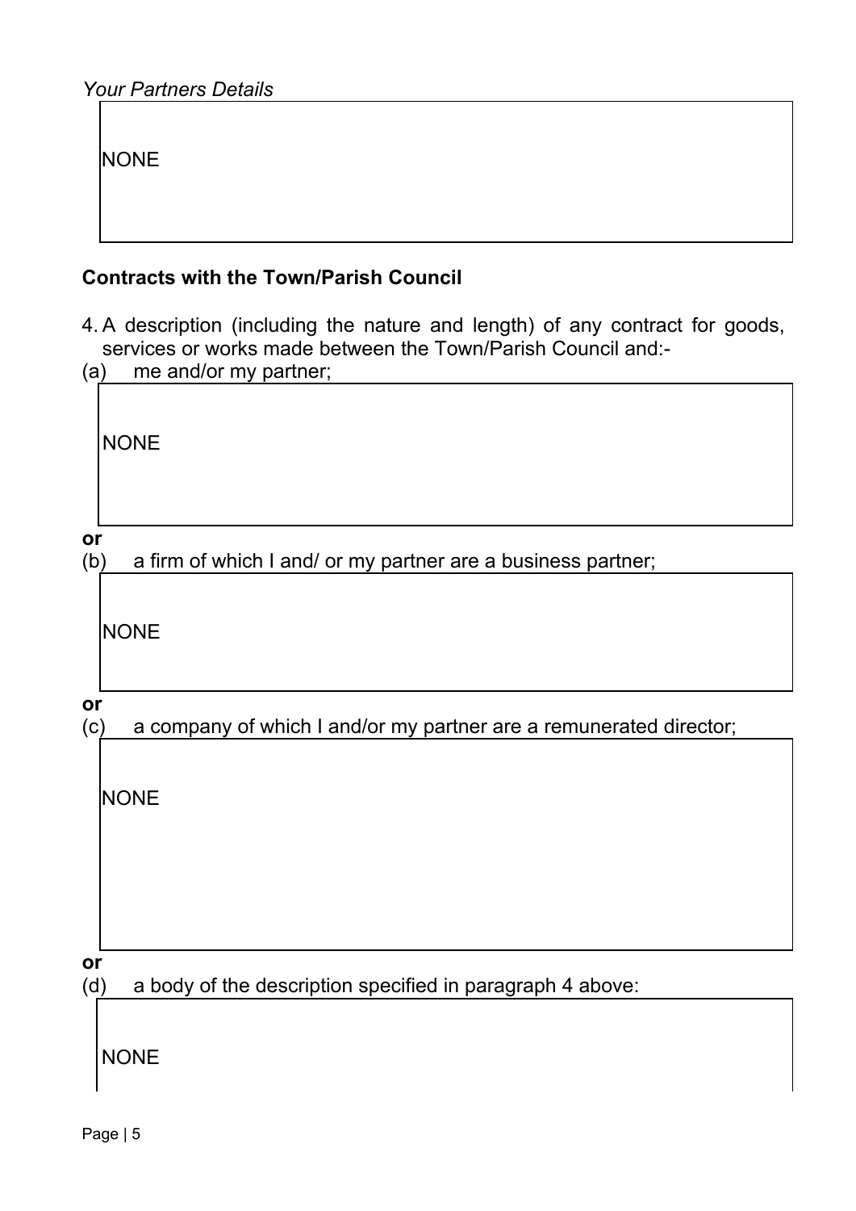*Your Partners Details*

NONE

**Contracts with the Town/Parish Council**

4. A description (including the nature and length) of any contract for goods, services or works made between the Town/Parish Council and:-

(a) me and/or my partner;

NONE

**or**

(b) a firm of which I and/ or my partner are a business partner;

NONE

**or**

(c) a company of which I and/or my partner are a remunerated director;

NONE

**or**

(d) a body of the description specified in paragraph 4 above:

NONE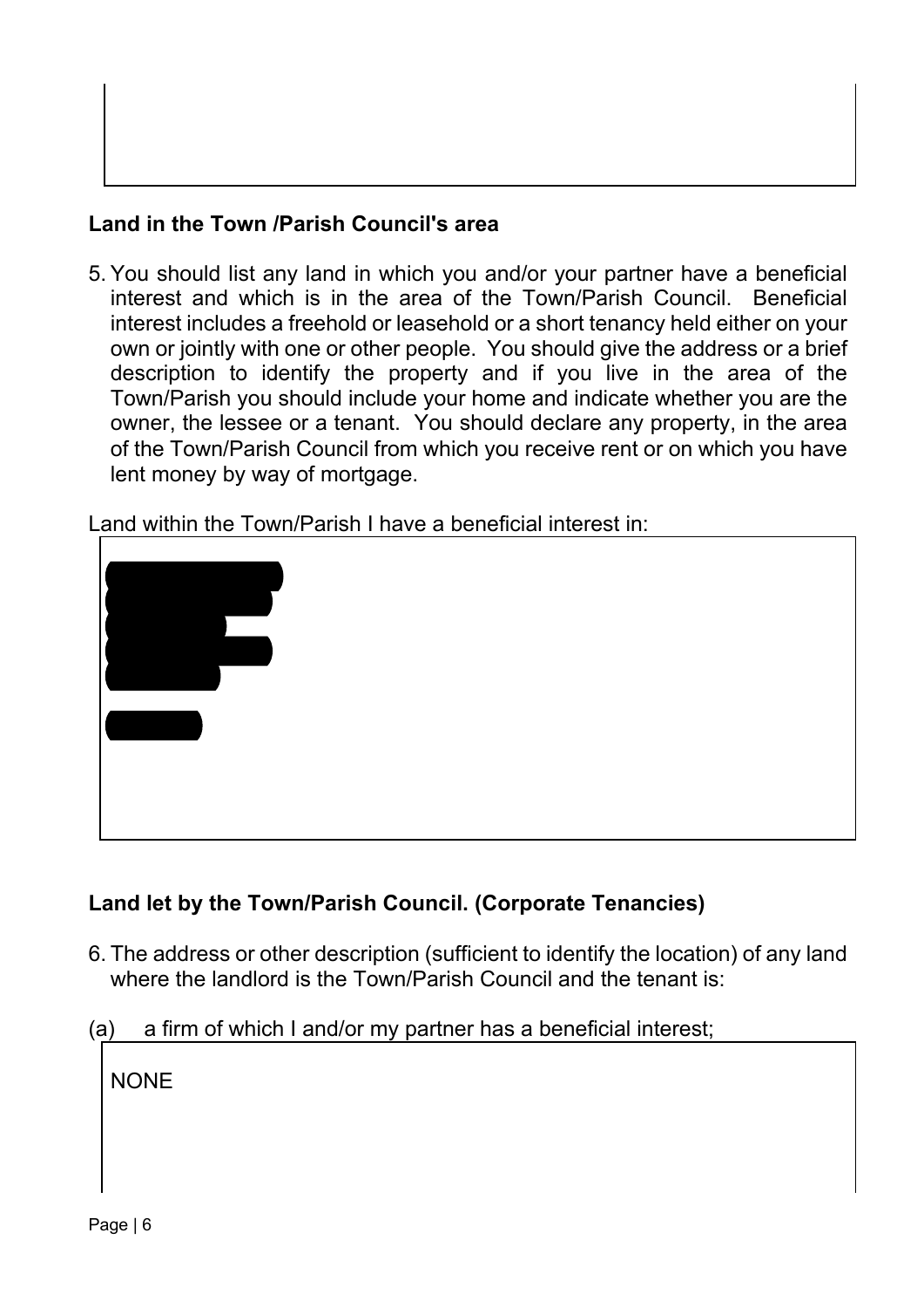## Land in the Town /Parish Council's area

5. You should list any land in which you and/or your partner have a beneficial interest and which is in the area of the Town/Parish Council. Beneficial interest includes a freehold or leasehold or a short tenancy held either on your own or jointly with one or other people. You should give the address or a brief description to identify the property and if you live in the area of the Town/Parish you should include your home and indicate whether you are the owner, the lessee or a tenant. You should declare any property, in the area of the Town/Parish Council from which you receive rent or on which you have lent money by way of mortgage.

Land within the Town/Parish I have a beneficial interest in:

## Land let by the Town/Parish Council. (Corporate Tenancies)

6. The address or other description (sufficient to identify the location) of any land where the landlord is the Town/Parish Council and the tenant is:

(a) a firm of which I and/or my partner has a beneficial interest;

NONE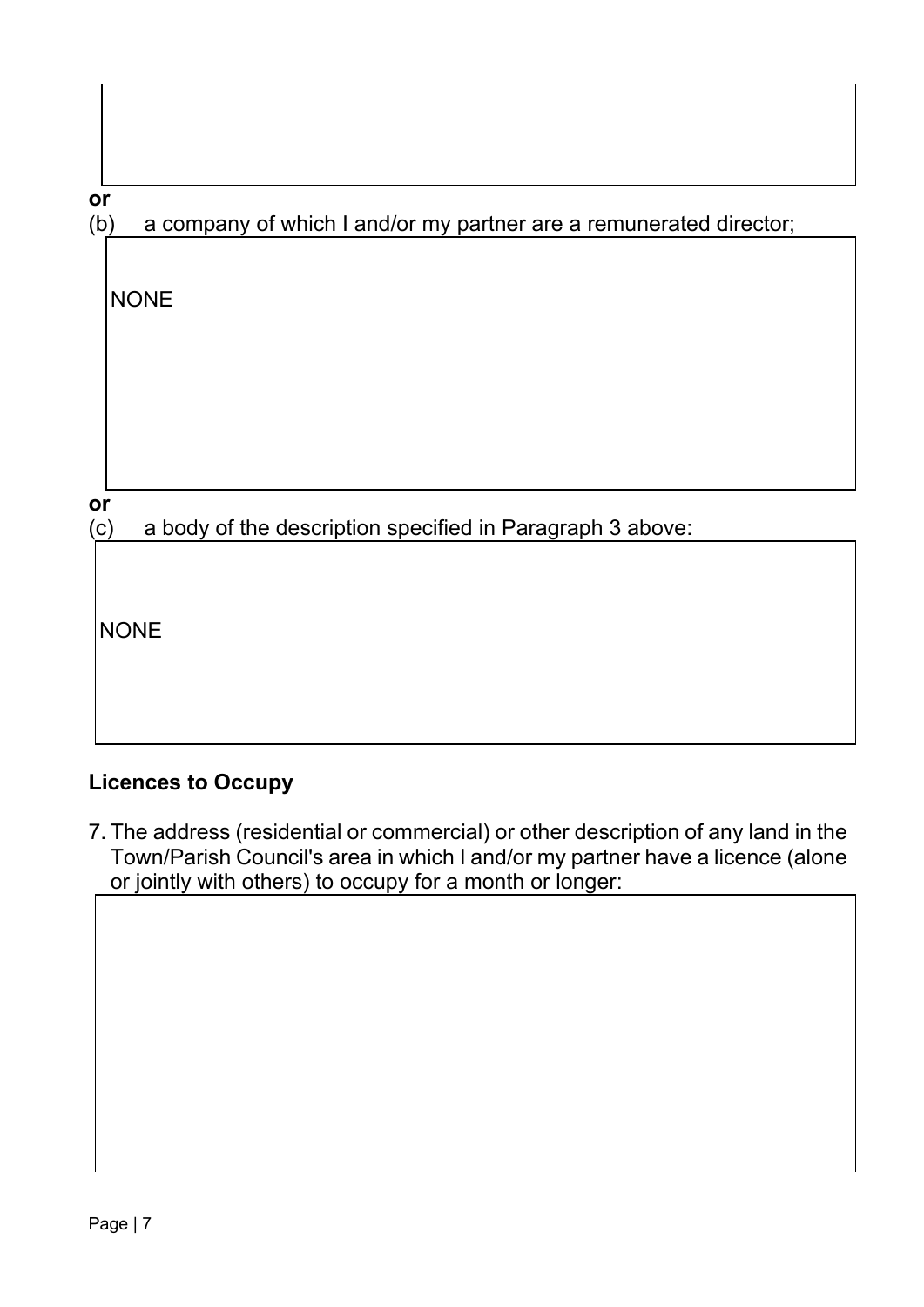**or**

(b) a company of which I and/or my partner are a remunerated director;

NONE

**or**

(c) a body of the description specified in Paragraph 3 above:

NONE

## Licences to Occupy

7. The address (residential or commercial) or other description of any land in the Town/Parish Council's area in which I and/or my partner have a licence (alone or jointly with others) to occupy for a month or longer: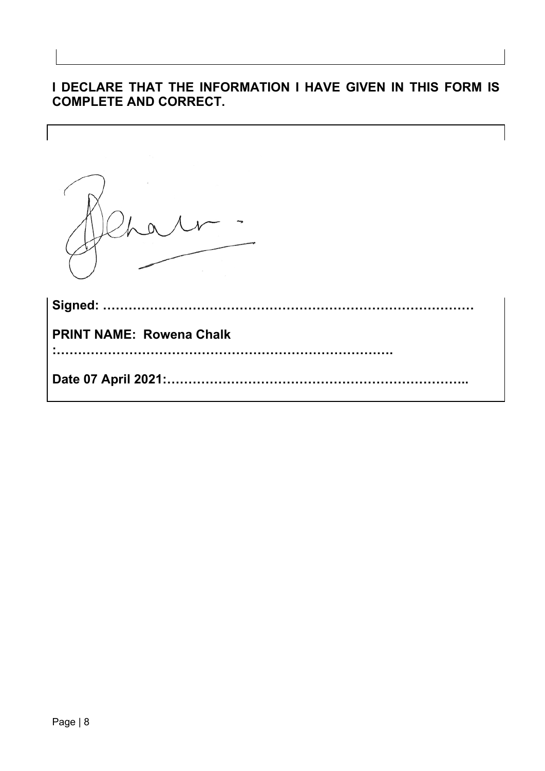**I DECLARE THAT THE INFORMATION I HAVE GIVEN IN THIS FORM IS COMPLETE AND CORRECT.**

**Signed: ………………………………………………………………………………**

**PRINT NAME: Rowena Chalk**
**:……………………………………………………………………**

**Date 07 April 2021:……………………………………………………………..**